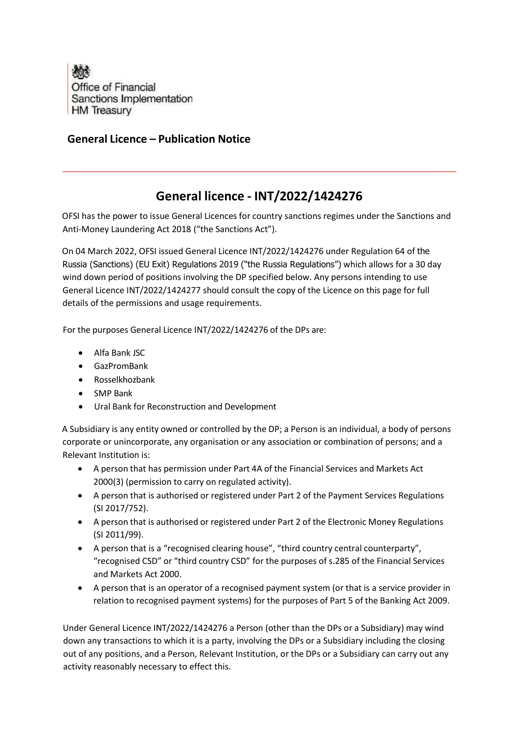Office of Financial
Sanctions Implementation
HM Treasury

## General Licence – Publication Notice

# General licence - INT/2022/1424276

OFSI has the power to issue General Licences for country sanctions regimes under the Sanctions and Anti-Money Laundering Act 2018 ("the Sanctions Act").

On 04 March 2022, OFSI issued General Licence INT/2022/1424276 under Regulation 64 of the Russia (Sanctions) (EU Exit) Regulations 2019 ("the Russia Regulations") which allows for a 30 day wind down period of positions involving the DP specified below. Any persons intending to use General Licence INT/2022/1424277 should consult the copy of the Licence on this page for full details of the permissions and usage requirements.

For the purposes General Licence INT/2022/1424276 of the DPs are:

- Alfa Bank JSC
- GazPromBank
- Rosselkhozbank
- SMP Bank
- Ural Bank for Reconstruction and Development

A Subsidiary is any entity owned or controlled by the DP; a Person is an individual, a body of persons corporate or unincorporate, any organisation or any association or combination of persons; and a Relevant Institution is:

- A person that has permission under Part 4A of the Financial Services and Markets Act 2000(3) (permission to carry on regulated activity).
- A person that is authorised or registered under Part 2 of the Payment Services Regulations (SI 2017/752).
- A person that is authorised or registered under Part 2 of the Electronic Money Regulations (SI 2011/99).
- A person that is a "recognised clearing house", "third country central counterparty", "recognised CSD" or "third country CSD" for the purposes of s.285 of the Financial Services and Markets Act 2000.
- A person that is an operator of a recognised payment system (or that is a service provider in relation to recognised payment systems) for the purposes of Part 5 of the Banking Act 2009.

Under General Licence INT/2022/1424276 a Person (other than the DPs or a Subsidiary) may wind down any transactions to which it is a party, involving the DPs or a Subsidiary including the closing out of any positions, and a Person, Relevant Institution, or the DPs or a Subsidiary can carry out any activity reasonably necessary to effect this.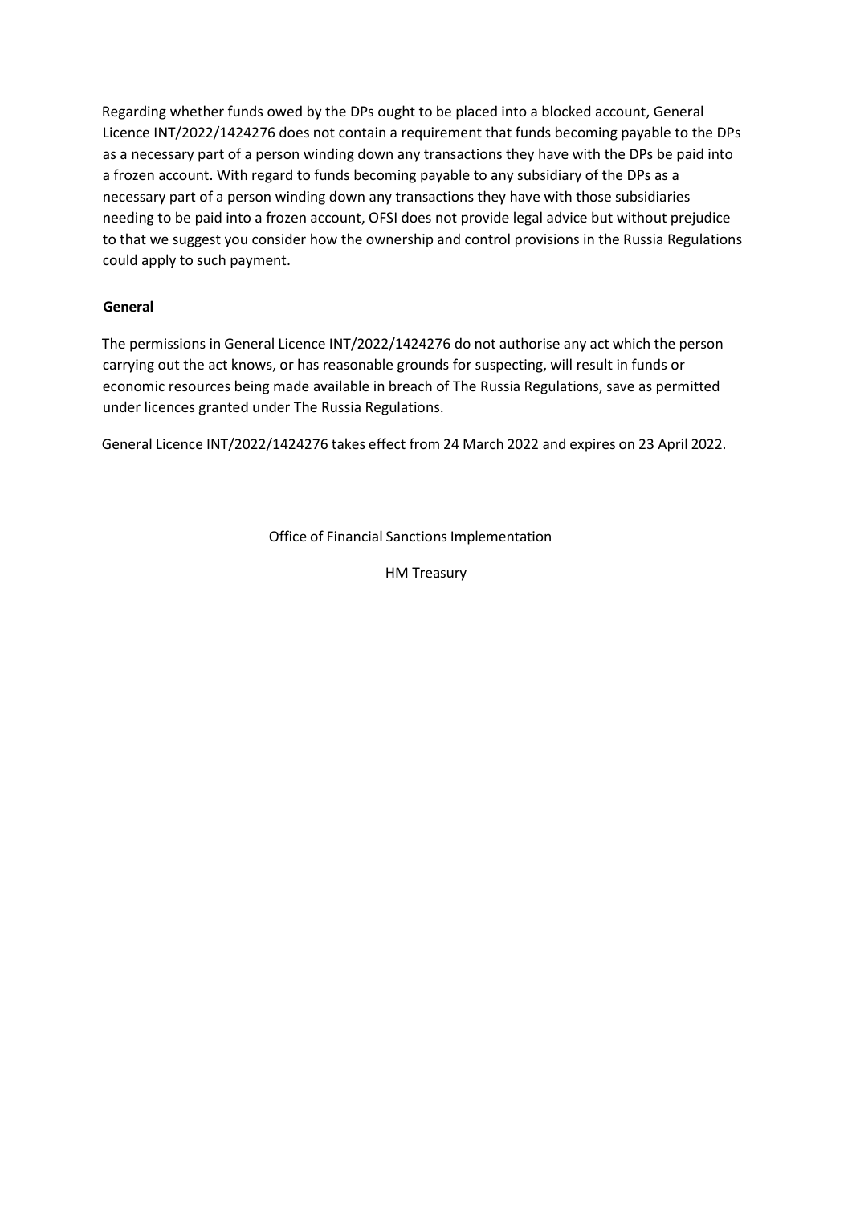Regarding whether funds owed by the DPs ought to be placed into a blocked account, General Licence INT/2022/1424276 does not contain a requirement that funds becoming payable to the DPs as a necessary part of a person winding down any transactions they have with the DPs be paid into a frozen account. With regard to funds becoming payable to any subsidiary of the DPs as a necessary part of a person winding down any transactions they have with those subsidiaries needing to be paid into a frozen account, OFSI does not provide legal advice but without prejudice to that we suggest you consider how the ownership and control provisions in the Russia Regulations could apply to such payment.

**General**

The permissions in General Licence INT/2022/1424276 do not authorise any act which the person carrying out the act knows, or has reasonable grounds for suspecting, will result in funds or economic resources being made available in breach of The Russia Regulations, save as permitted under licences granted under The Russia Regulations.

General Licence INT/2022/1424276 takes effect from 24 March 2022 and expires on 23 April 2022.

Office of Financial Sanctions Implementation

HM Treasury